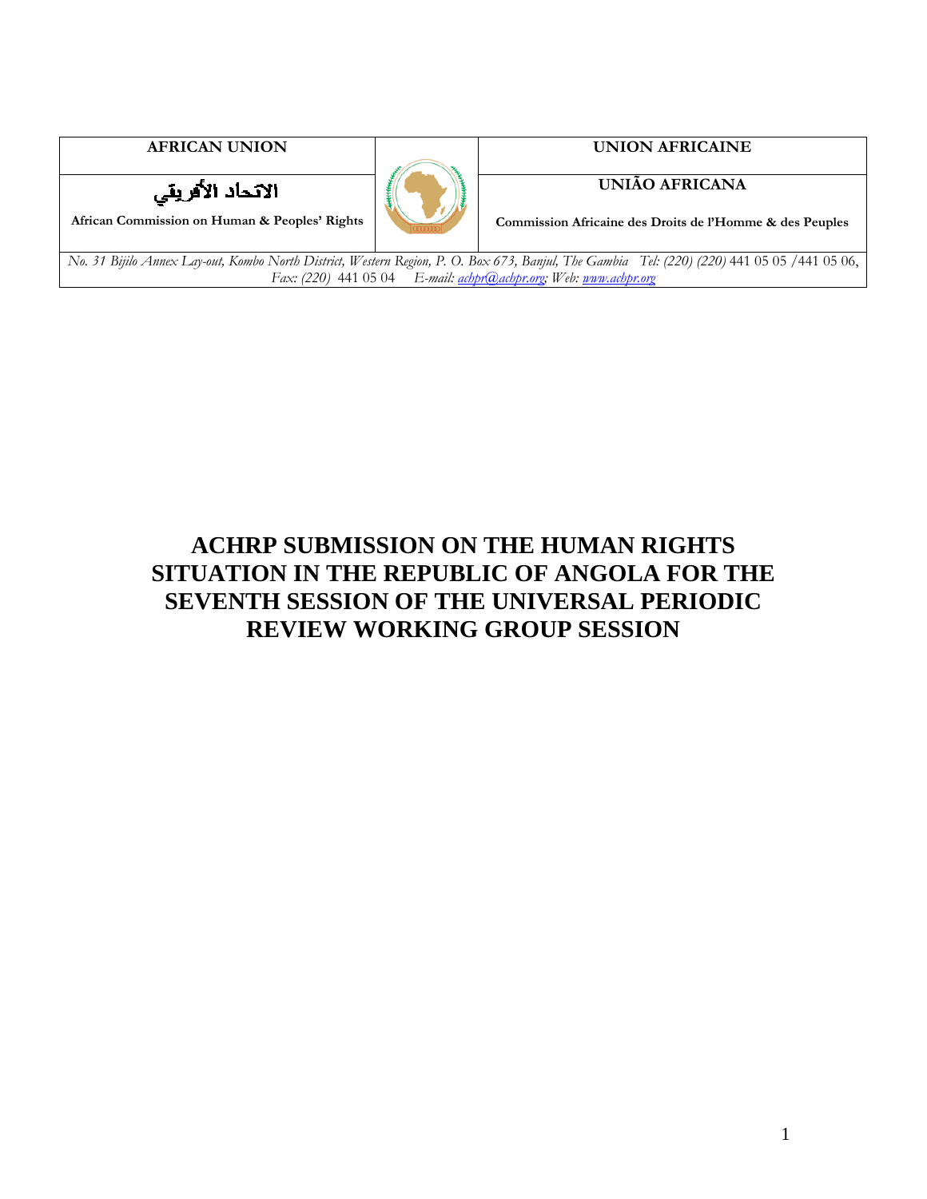| AFRICAN UNION | | UNION AFRICAINE |
|---|---|---|
| الاتحاد الأفريقي<br>African Commission on Human & Peoples' Rights | | UNIÃO AFRICANA<br>Commission Africaine des Droits de l'Homme & des Peuples |

*No. 31 Bijilo Annex Lay-out, Kombo North District, Western Region, P. O. Box 673, Banjul, The Gambia Tel: (220) (220)* 441 05 05 /441 05 06, *Fax: (220)* 441 05 04 *E-mail: achpr@achpr.org; Web: www.achpr.org*

# ACHRP SUBMISSION ON THE HUMAN RIGHTS SITUATION IN THE REPUBLIC OF ANGOLA FOR THE SEVENTH SESSION OF THE UNIVERSAL PERIODIC REVIEW WORKING GROUP SESSION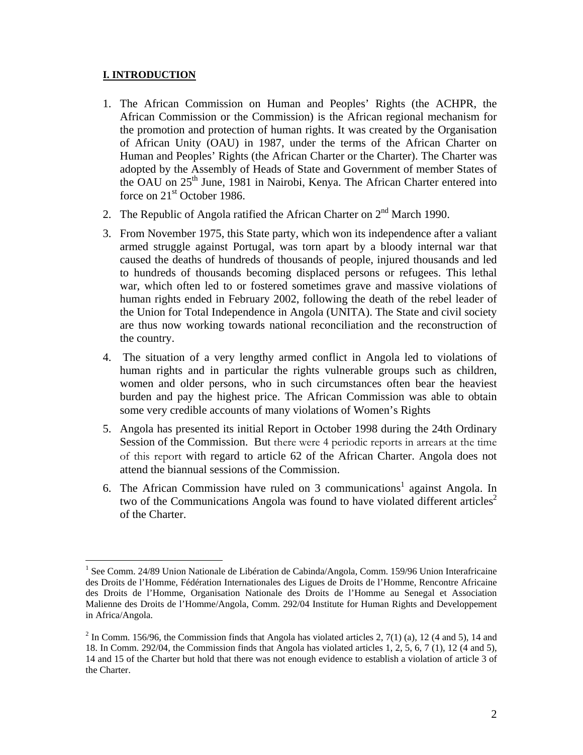## I. INTRODUCTION

1. The African Commission on Human and Peoples' Rights (the ACHPR, the African Commission or the Commission) is the African regional mechanism for the promotion and protection of human rights. It was created by the Organisation of African Unity (OAU) in 1987, under the terms of the African Charter on Human and Peoples' Rights (the African Charter or the Charter). The Charter was adopted by the Assembly of Heads of State and Government of member States of the OAU on 25th June, 1981 in Nairobi, Kenya. The African Charter entered into force on 21st October 1986.

2. The Republic of Angola ratified the African Charter on 2nd March 1990.

3. From November 1975, this State party, which won its independence after a valiant armed struggle against Portugal, was torn apart by a bloody internal war that caused the deaths of hundreds of thousands of people, injured thousands and led to hundreds of thousands becoming displaced persons or refugees. This lethal war, which often led to or fostered sometimes grave and massive violations of human rights ended in February 2002, following the death of the rebel leader of the Union for Total Independence in Angola (UNITA). The State and civil society are thus now working towards national reconciliation and the reconstruction of the country.

4. The situation of a very lengthy armed conflict in Angola led to violations of human rights and in particular the rights vulnerable groups such as children, women and older persons, who in such circumstances often bear the heaviest burden and pay the highest price. The African Commission was able to obtain some very credible accounts of many violations of Women's Rights

5. Angola has presented its initial Report in October 1998 during the 24th Ordinary Session of the Commission. But there were 4 periodic reports in arrears at the time of this report with regard to article 62 of the African Charter. Angola does not attend the biannual sessions of the Commission.

6. The African Commission have ruled on 3 communications[1] against Angola. In two of the Communications Angola was found to have violated different articles[2] of the Charter.

---

[1] See Comm. 24/89 Union Nationale de Libération de Cabinda/Angola, Comm. 159/96 Union Interafricaine des Droits de l'Homme, Fédération Internationales des Ligues de Droits de l'Homme, Rencontre Africaine des Droits de l'Homme, Organisation Nationale des Droits de l'Homme au Senegal et Association Malienne des Droits de l'Homme/Angola, Comm. 292/04 Institute for Human Rights and Developpement in Africa/Angola.

[2] In Comm. 156/96, the Commission finds that Angola has violated articles 2, 7(1) (a), 12 (4 and 5), 14 and 18. In Comm. 292/04, the Commission finds that Angola has violated articles 1, 2, 5, 6, 7 (1), 12 (4 and 5), 14 and 15 of the Charter but hold that there was not enough evidence to establish a violation of article 3 of the Charter.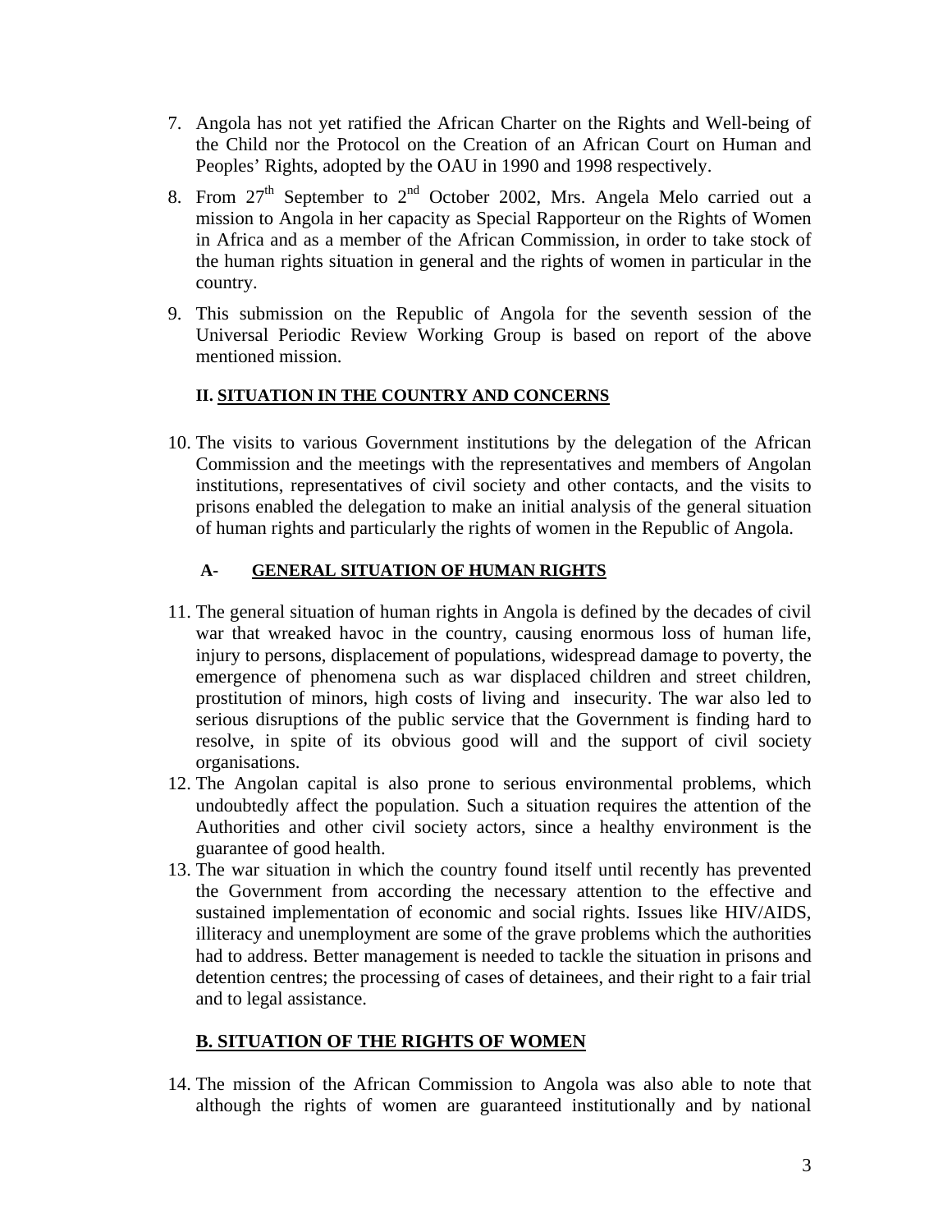7. Angola has not yet ratified the African Charter on the Rights and Well-being of the Child nor the Protocol on the Creation of an African Court on Human and Peoples' Rights, adopted by the OAU in 1990 and 1998 respectively.

8. From 27th September to 2nd October 2002, Mrs. Angela Melo carried out a mission to Angola in her capacity as Special Rapporteur on the Rights of Women in Africa and as a member of the African Commission, in order to take stock of the human rights situation in general and the rights of women in particular in the country.

9. This submission on the Republic of Angola for the seventh session of the Universal Periodic Review Working Group is based on report of the above mentioned mission.

## II. SITUATION IN THE COUNTRY AND CONCERNS

10. The visits to various Government institutions by the delegation of the African Commission and the meetings with the representatives and members of Angolan institutions, representatives of civil society and other contacts, and the visits to prisons enabled the delegation to make an initial analysis of the general situation of human rights and particularly the rights of women in the Republic of Angola.

### A- GENERAL SITUATION OF HUMAN RIGHTS

11. The general situation of human rights in Angola is defined by the decades of civil war that wreaked havoc in the country, causing enormous loss of human life, injury to persons, displacement of populations, widespread damage to poverty, the emergence of phenomena such as war displaced children and street children, prostitution of minors, high costs of living and insecurity. The war also led to serious disruptions of the public service that the Government is finding hard to resolve, in spite of its obvious good will and the support of civil society organisations.
12. The Angolan capital is also prone to serious environmental problems, which undoubtedly affect the population. Such a situation requires the attention of the Authorities and other civil society actors, since a healthy environment is the guarantee of good health.
13. The war situation in which the country found itself until recently has prevented the Government from according the necessary attention to the effective and sustained implementation of economic and social rights. Issues like HIV/AIDS, illiteracy and unemployment are some of the grave problems which the authorities had to address. Better management is needed to tackle the situation in prisons and detention centres; the processing of cases of detainees, and their right to a fair trial and to legal assistance.

### B. SITUATION OF THE RIGHTS OF WOMEN

14. The mission of the African Commission to Angola was also able to note that although the rights of women are guaranteed institutionally and by national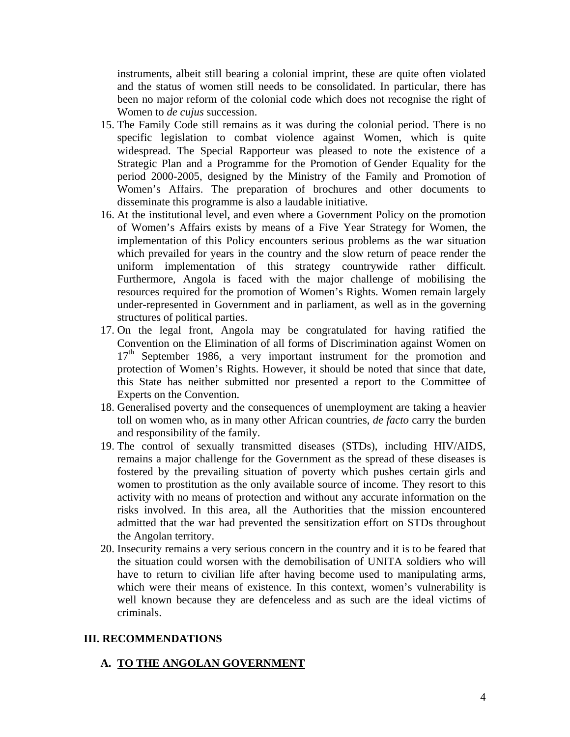instruments, albeit still bearing a colonial imprint, these are quite often violated and the status of women still needs to be consolidated. In particular, there has been no major reform of the colonial code which does not recognise the right of Women to *de cujus* succession.

15. The Family Code still remains as it was during the colonial period. There is no specific legislation to combat violence against Women, which is quite widespread. The Special Rapporteur was pleased to note the existence of a Strategic Plan and a Programme for the Promotion of Gender Equality for the period 2000-2005, designed by the Ministry of the Family and Promotion of Women's Affairs. The preparation of brochures and other documents to disseminate this programme is also a laudable initiative.
16. At the institutional level, and even where a Government Policy on the promotion of Women's Affairs exists by means of a Five Year Strategy for Women, the implementation of this Policy encounters serious problems as the war situation which prevailed for years in the country and the slow return of peace render the uniform implementation of this strategy countrywide rather difficult. Furthermore, Angola is faced with the major challenge of mobilising the resources required for the promotion of Women's Rights. Women remain largely under-represented in Government and in parliament, as well as in the governing structures of political parties.
17. On the legal front, Angola may be congratulated for having ratified the Convention on the Elimination of all forms of Discrimination against Women on 17th September 1986, a very important instrument for the promotion and protection of Women's Rights. However, it should be noted that since that date, this State has neither submitted nor presented a report to the Committee of Experts on the Convention.
18. Generalised poverty and the consequences of unemployment are taking a heavier toll on women who, as in many other African countries, *de facto* carry the burden and responsibility of the family.
19. The control of sexually transmitted diseases (STDs), including HIV/AIDS, remains a major challenge for the Government as the spread of these diseases is fostered by the prevailing situation of poverty which pushes certain girls and women to prostitution as the only available source of income. They resort to this activity with no means of protection and without any accurate information on the risks involved. In this area, all the Authorities that the mission encountered admitted that the war had prevented the sensitization effort on STDs throughout the Angolan territory.
20. Insecurity remains a very serious concern in the country and it is to be feared that the situation could worsen with the demobilisation of UNITA soldiers who will have to return to civilian life after having become used to manipulating arms, which were their means of existence. In this context, women's vulnerability is well known because they are defenceless and as such are the ideal victims of criminals.

## III. RECOMMENDATIONS

### A. TO THE ANGOLAN GOVERNMENT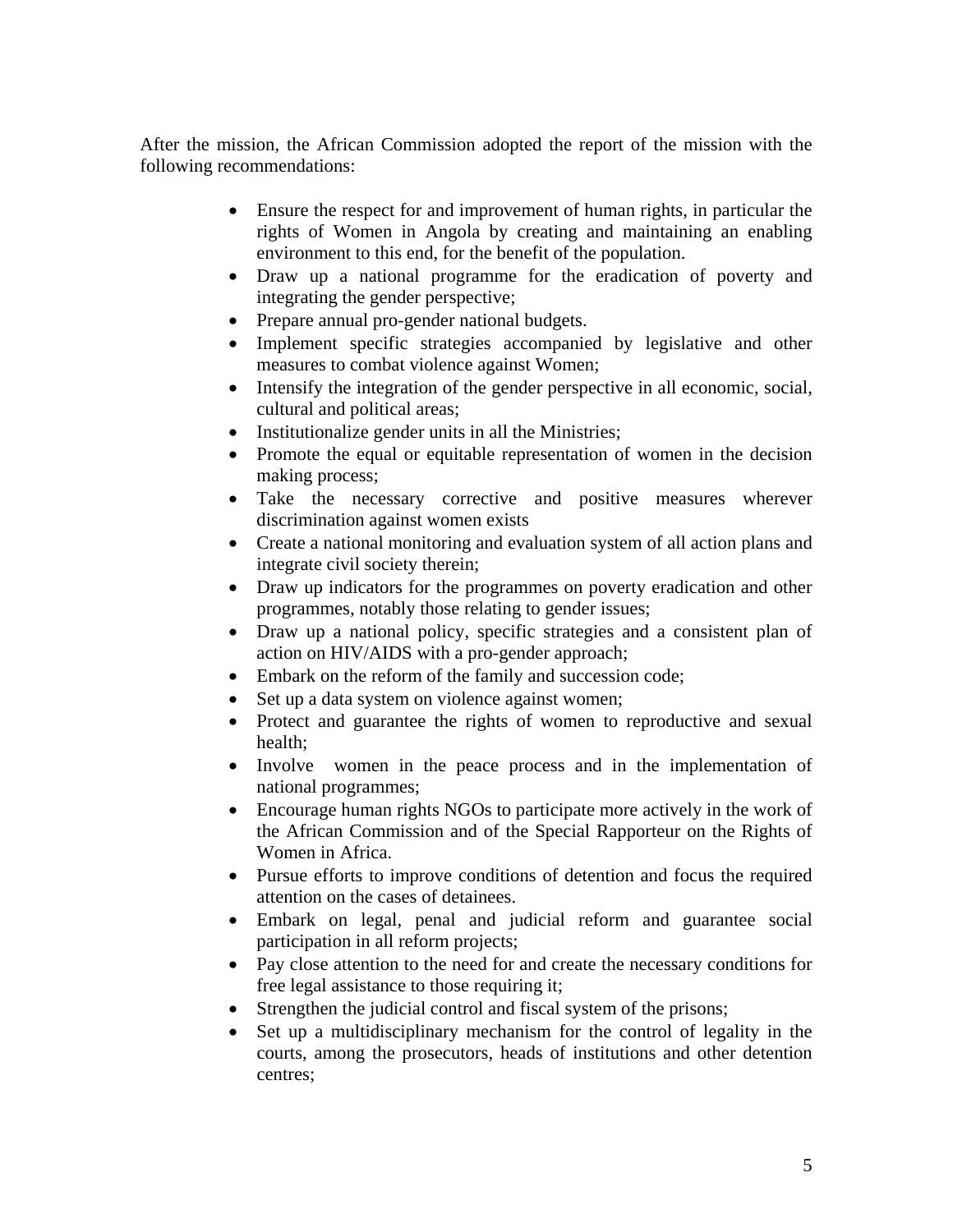After the mission, the African Commission adopted the report of the mission with the following recommendations:

- Ensure the respect for and improvement of human rights, in particular the rights of Women in Angola by creating and maintaining an enabling environment to this end, for the benefit of the population.
- Draw up a national programme for the eradication of poverty and integrating the gender perspective;
- Prepare annual pro-gender national budgets.
- Implement specific strategies accompanied by legislative and other measures to combat violence against Women;
- Intensify the integration of the gender perspective in all economic, social, cultural and political areas;
- Institutionalize gender units in all the Ministries;
- Promote the equal or equitable representation of women in the decision making process;
- Take the necessary corrective and positive measures wherever discrimination against women exists
- Create a national monitoring and evaluation system of all action plans and integrate civil society therein;
- Draw up indicators for the programmes on poverty eradication and other programmes, notably those relating to gender issues;
- Draw up a national policy, specific strategies and a consistent plan of action on HIV/AIDS with a pro-gender approach;
- Embark on the reform of the family and succession code;
- Set up a data system on violence against women;
- Protect and guarantee the rights of women to reproductive and sexual health;
- Involve women in the peace process and in the implementation of national programmes;
- Encourage human rights NGOs to participate more actively in the work of the African Commission and of the Special Rapporteur on the Rights of Women in Africa.
- Pursue efforts to improve conditions of detention and focus the required attention on the cases of detainees.
- Embark on legal, penal and judicial reform and guarantee social participation in all reform projects;
- Pay close attention to the need for and create the necessary conditions for free legal assistance to those requiring it;
- Strengthen the judicial control and fiscal system of the prisons;
- Set up a multidisciplinary mechanism for the control of legality in the courts, among the prosecutors, heads of institutions and other detention centres;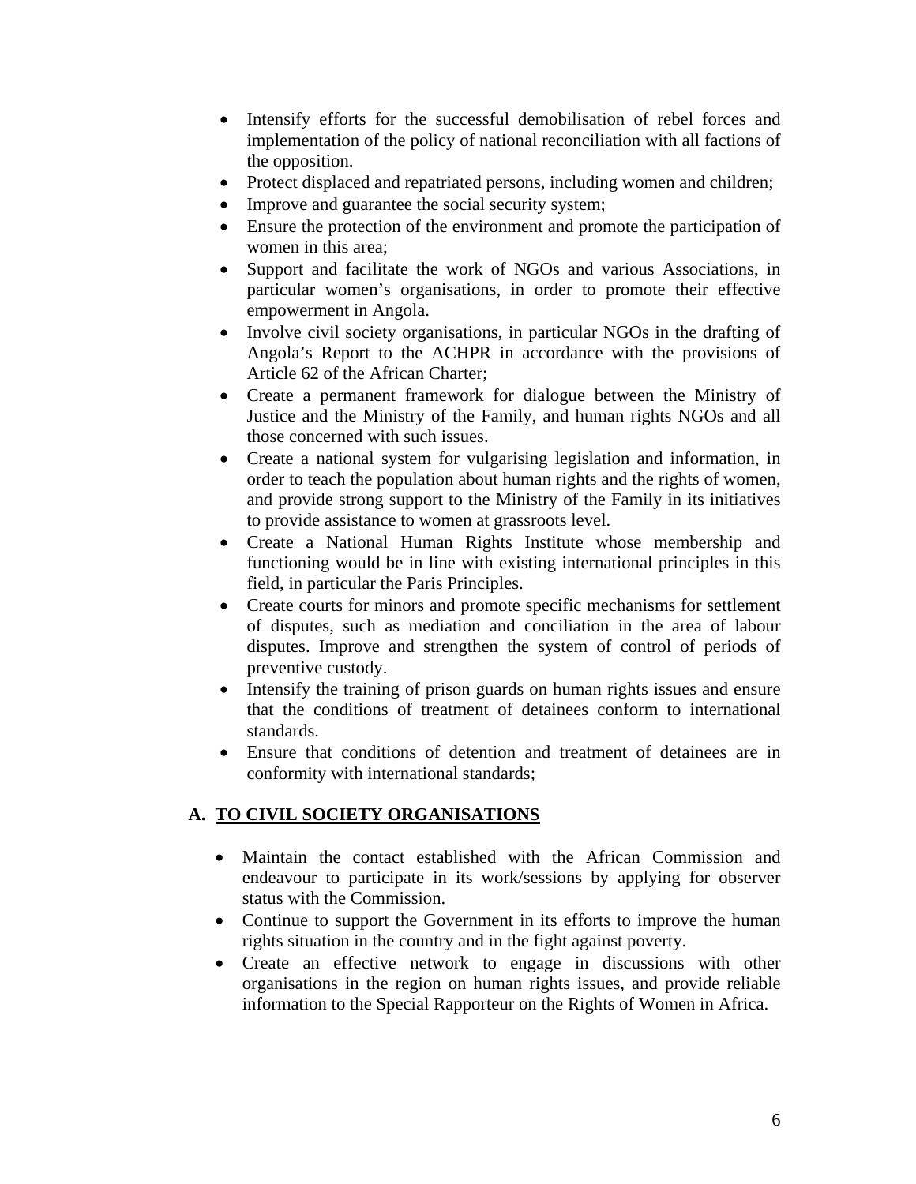- Intensify efforts for the successful demobilisation of rebel forces and implementation of the policy of national reconciliation with all factions of the opposition.
- Protect displaced and repatriated persons, including women and children;
- Improve and guarantee the social security system;
- Ensure the protection of the environment and promote the participation of women in this area;
- Support and facilitate the work of NGOs and various Associations, in particular women's organisations, in order to promote their effective empowerment in Angola.
- Involve civil society organisations, in particular NGOs in the drafting of Angola's Report to the ACHPR in accordance with the provisions of Article 62 of the African Charter;
- Create a permanent framework for dialogue between the Ministry of Justice and the Ministry of the Family, and human rights NGOs and all those concerned with such issues.
- Create a national system for vulgarising legislation and information, in order to teach the population about human rights and the rights of women, and provide strong support to the Ministry of the Family in its initiatives to provide assistance to women at grassroots level.
- Create a National Human Rights Institute whose membership and functioning would be in line with existing international principles in this field, in particular the Paris Principles.
- Create courts for minors and promote specific mechanisms for settlement of disputes, such as mediation and conciliation in the area of labour disputes. Improve and strengthen the system of control of periods of preventive custody.
- Intensify the training of prison guards on human rights issues and ensure that the conditions of treatment of detainees conform to international standards.
- Ensure that conditions of detention and treatment of detainees are in conformity with international standards;

## A. TO CIVIL SOCIETY ORGANISATIONS

- Maintain the contact established with the African Commission and endeavour to participate in its work/sessions by applying for observer status with the Commission.
- Continue to support the Government in its efforts to improve the human rights situation in the country and in the fight against poverty.
- Create an effective network to engage in discussions with other organisations in the region on human rights issues, and provide reliable information to the Special Rapporteur on the Rights of Women in Africa.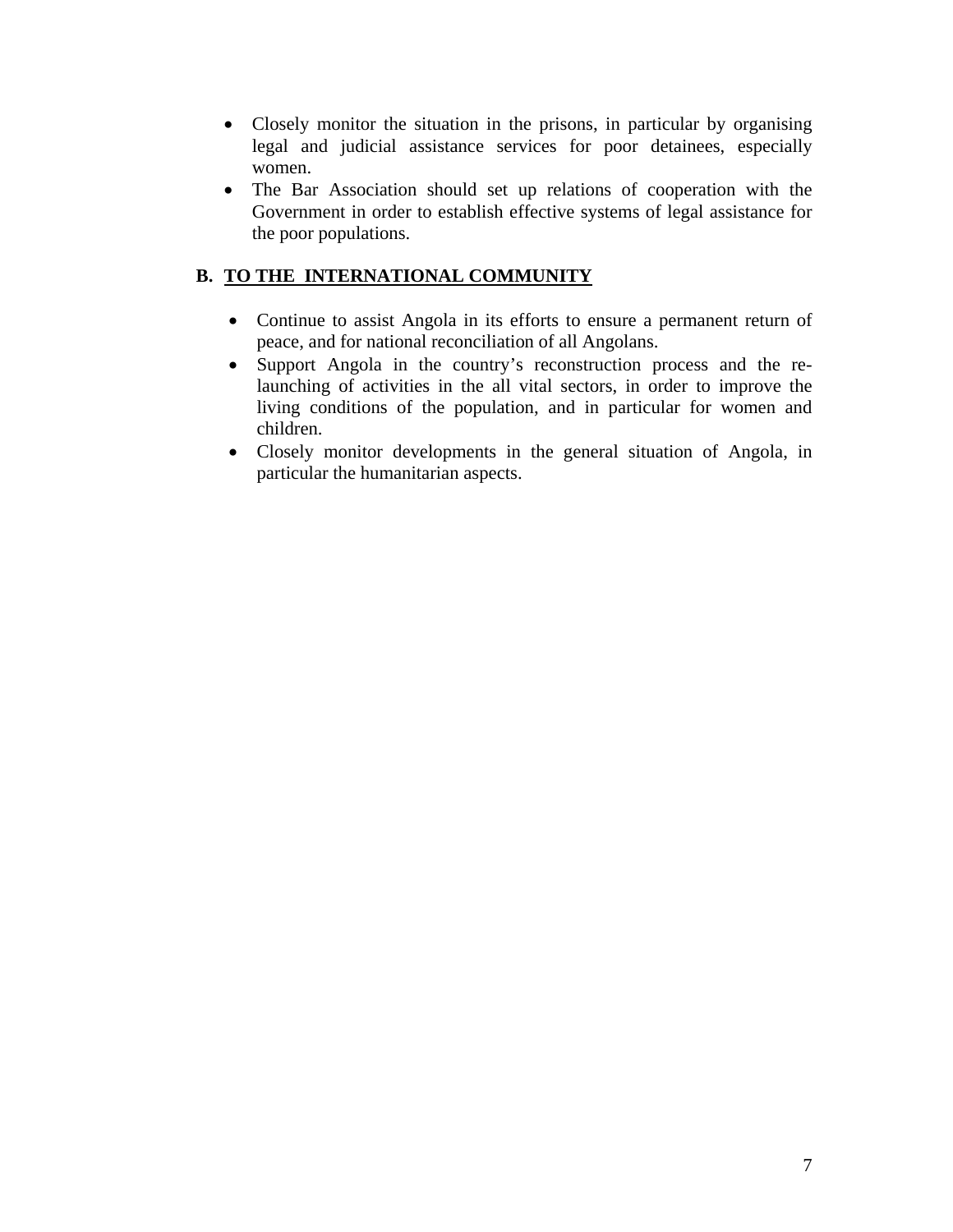- Closely monitor the situation in the prisons, in particular by organising legal and judicial assistance services for poor detainees, especially women.
- The Bar Association should set up relations of cooperation with the Government in order to establish effective systems of legal assistance for the poor populations.

## B. TO THE INTERNATIONAL COMMUNITY

- Continue to assist Angola in its efforts to ensure a permanent return of peace, and for national reconciliation of all Angolans.
- Support Angola in the country's reconstruction process and the re-launching of activities in the all vital sectors, in order to improve the living conditions of the population, and in particular for women and children.
- Closely monitor developments in the general situation of Angola, in particular the humanitarian aspects.